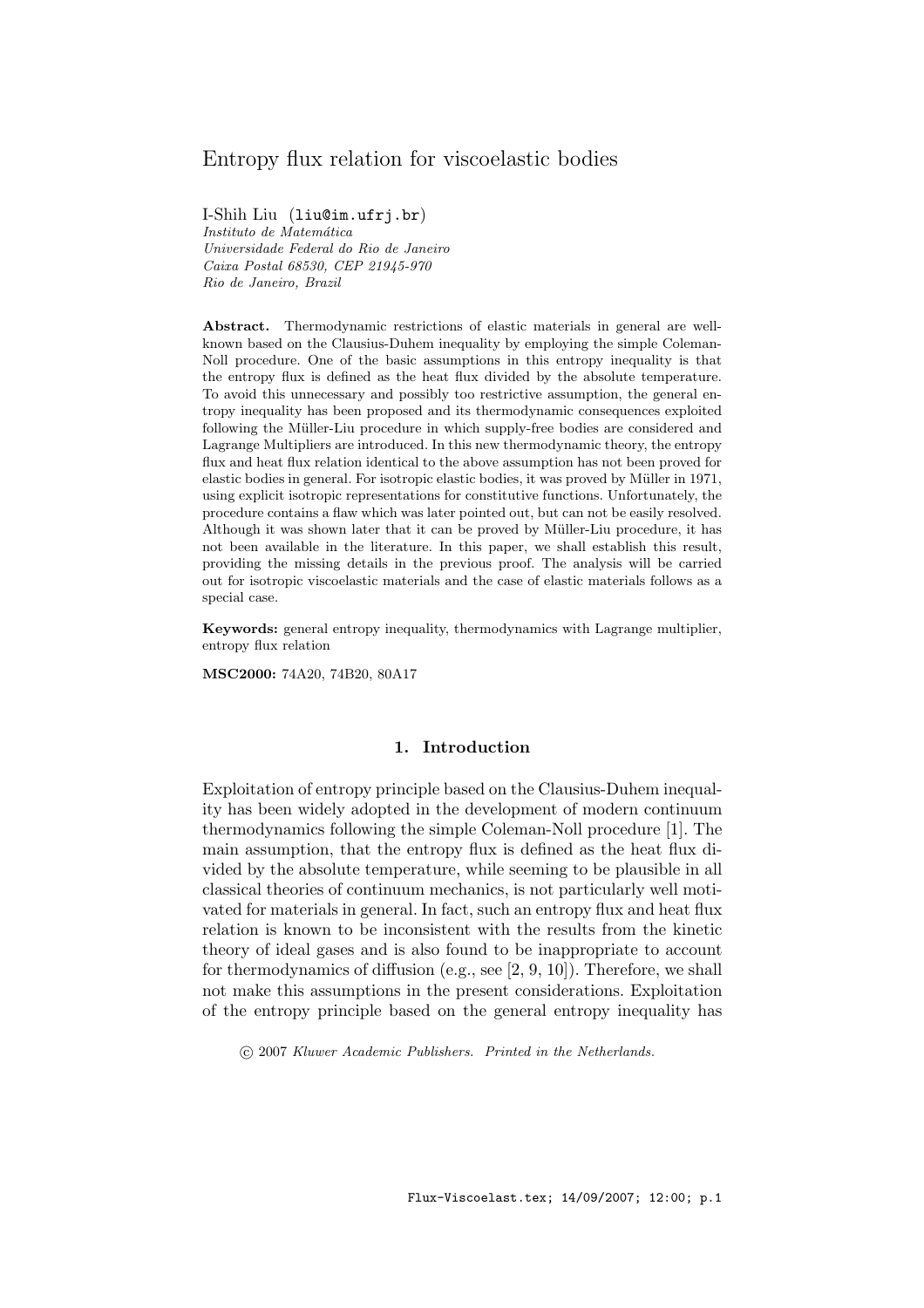# Entropy flux relation for viscoelastic bodies

I-Shih Liu (liu@im.ufrj.br)
*Instituto de Matemática*
*Universidade Federal do Rio de Janeiro*
*Caixa Postal 68530, CEP 21945-970*
*Rio de Janeiro, Brazil*

**Abstract.** Thermodynamic restrictions of elastic materials in general are well-known based on the Clausius-Duhem inequality by employing the simple Coleman-Noll procedure. One of the basic assumptions in this entropy inequality is that the entropy flux is defined as the heat flux divided by the absolute temperature. To avoid this unnecessary and possibly too restrictive assumption, the general entropy inequality has been proposed and its thermodynamic consequences exploited following the Müller-Liu procedure in which supply-free bodies are considered and Lagrange Multipliers are introduced. In this new thermodynamic theory, the entropy flux and heat flux relation identical to the above assumption has not been proved for elastic bodies in general. For isotropic elastic bodies, it was proved by Müller in 1971, using explicit isotropic representations for constitutive functions. Unfortunately, the procedure contains a flaw which was later pointed out, but can not be easily resolved. Although it was shown later that it can be proved by Müller-Liu procedure, it has not been available in the literature. In this paper, we shall establish this result, providing the missing details in the previous proof. The analysis will be carried out for isotropic viscoelastic materials and the case of elastic materials follows as a special case.

**Keywords:** general entropy inequality, thermodynamics with Lagrange multiplier, entropy flux relation

**MSC2000:** 74A20, 74B20, 80A17

## 1. Introduction

Exploitation of entropy principle based on the Clausius-Duhem inequality has been widely adopted in the development of modern continuum thermodynamics following the simple Coleman-Noll procedure [1]. The main assumption, that the entropy flux is defined as the heat flux divided by the absolute temperature, while seeming to be plausible in all classical theories of continuum mechanics, is not particularly well motivated for materials in general. In fact, such an entropy flux and heat flux relation is known to be inconsistent with the results from the kinetic theory of ideal gases and is also found to be inappropriate to account for thermodynamics of diffusion (e.g., see [2, 9, 10]). Therefore, we shall not make this assumptions in the present considerations. Exploitation of the entropy principle based on the general entropy inequality has

© 2007 *Kluwer Academic Publishers. Printed in the Netherlands.*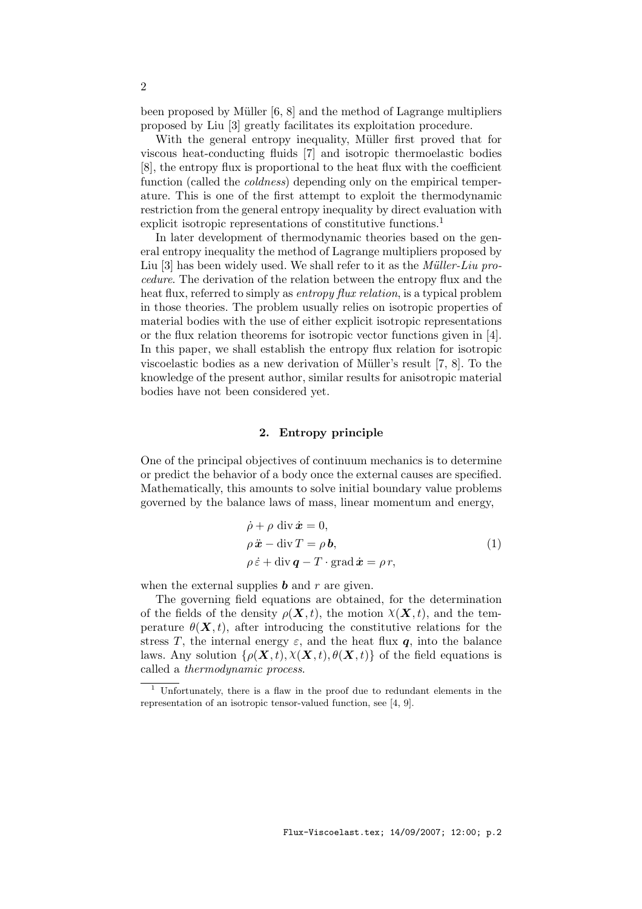been proposed by Müller [6, 8] and the method of Lagrange multipliers proposed by Liu [3] greatly facilitates its exploitation procedure.

With the general entropy inequality, Müller first proved that for viscous heat-conducting fluids [7] and isotropic thermoelastic bodies [8], the entropy flux is proportional to the heat flux with the coefficient function (called the *coldness*) depending only on the empirical temperature. This is one of the first attempt to exploit the thermodynamic restriction from the general entropy inequality by direct evaluation with explicit isotropic representations of constitutive functions.[1]

In later development of thermodynamic theories based on the general entropy inequality the method of Lagrange multipliers proposed by Liu [3] has been widely used. We shall refer to it as the *Müller-Liu procedure*. The derivation of the relation between the entropy flux and the heat flux, referred to simply as *entropy flux relation*, is a typical problem in those theories. The problem usually relies on isotropic properties of material bodies with the use of either explicit isotropic representations or the flux relation theorems for isotropic vector functions given in [4]. In this paper, we shall establish the entropy flux relation for isotropic viscoelastic bodies as a new derivation of Müller's result [7, 8]. To the knowledge of the present author, similar results for anisotropic material bodies have not been considered yet.

## 2. Entropy principle

One of the principal objectives of continuum mechanics is to determine or predict the behavior of a body once the external causes are specified. Mathematically, this amounts to solve initial boundary value problems governed by the balance laws of mass, linear momentum and energy,

$$
\begin{aligned}
&\dot{\rho} + \rho \,\operatorname{div} \dot{\boldsymbol{x}} = 0,\\
&\rho\, \ddot{\boldsymbol{x}} - \operatorname{div} T = \rho\, \boldsymbol{b},\\
&\rho\, \dot{\varepsilon} + \operatorname{div} \boldsymbol{q} - T \cdot \operatorname{grad} \dot{\boldsymbol{x}} = \rho\, r,
\end{aligned}
\tag{1}
$$

when the external supplies $\boldsymbol{b}$ and $r$ are given.

The governing field equations are obtained, for the determination of the fields of the density $\rho(\boldsymbol{X}, t)$, the motion $\chi(\boldsymbol{X}, t)$, and the temperature $\theta(\boldsymbol{X}, t)$, after introducing the constitutive relations for the stress $T$, the internal energy $\varepsilon$, and the heat flux $\boldsymbol{q}$, into the balance laws. Any solution $\{\rho(\boldsymbol{X}, t), \chi(\boldsymbol{X}, t), \theta(\boldsymbol{X}, t)\}$ of the field equations is called a *thermodynamic process*.

[1] Unfortunately, there is a flaw in the proof due to redundant elements in the representation of an isotropic tensor-valued function, see [4, 9].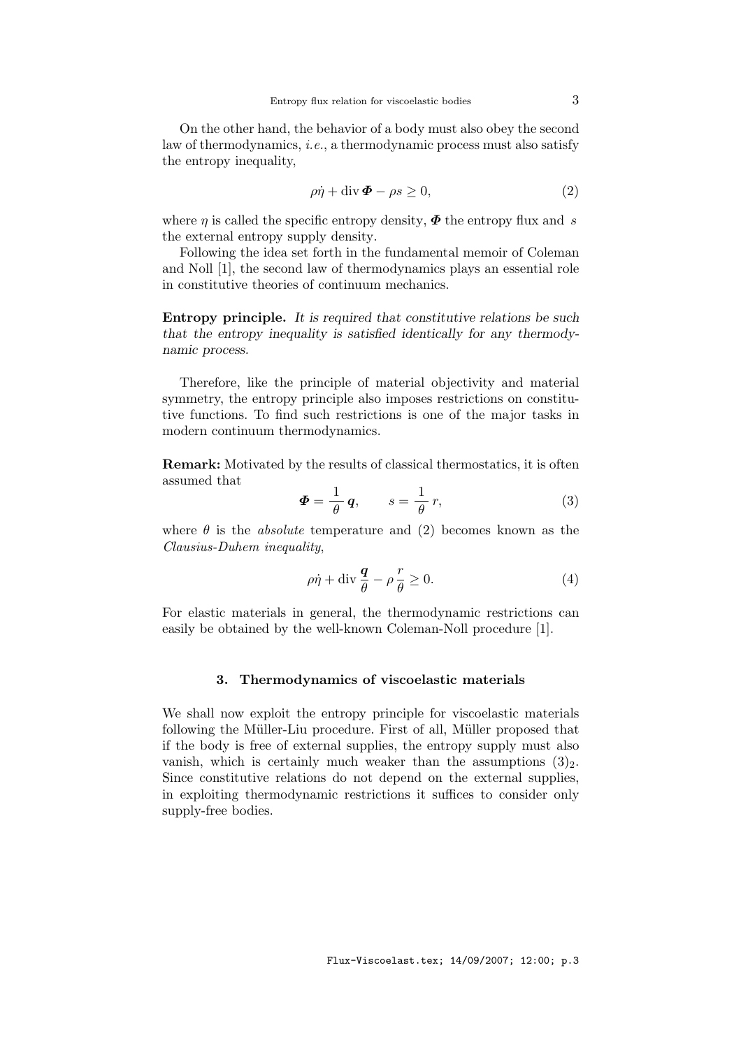On the other hand, the behavior of a body must also obey the second law of thermodynamics, *i.e.*, a thermodynamic process must also satisfy the entropy inequality,

$$\rho\dot{\eta} + \operatorname{div}\boldsymbol{\Phi} - \rho s \geq 0, \tag{2}$$

where $\eta$ is called the specific entropy density, $\boldsymbol{\Phi}$ the entropy flux and $s$ the external entropy supply density.

Following the idea set forth in the fundamental memoir of Coleman and Noll [1], the second law of thermodynamics plays an essential role in constitutive theories of continuum mechanics.

**Entropy principle.** *It is required that constitutive relations be such that the entropy inequality is satisfied identically for any thermodynamic process.*

Therefore, like the principle of material objectivity and material symmetry, the entropy principle also imposes restrictions on constitutive functions. To find such restrictions is one of the major tasks in modern continuum thermodynamics.

**Remark:** Motivated by the results of classical thermostatics, it is often assumed that

$$\boldsymbol{\Phi} = \frac{1}{\theta}\,\boldsymbol{q}, \qquad s = \frac{1}{\theta}\,r, \tag{3}$$

where $\theta$ is the *absolute* temperature and (2) becomes known as the *Clausius-Duhem inequality*,

$$\rho\dot{\eta} + \operatorname{div}\frac{\boldsymbol{q}}{\theta} - \rho\,\frac{r}{\theta} \geq 0. \tag{4}$$

For elastic materials in general, the thermodynamic restrictions can easily be obtained by the well-known Coleman-Noll procedure [1].

## 3. Thermodynamics of viscoelastic materials

We shall now exploit the entropy principle for viscoelastic materials following the Müller-Liu procedure. First of all, Müller proposed that if the body is free of external supplies, the entropy supply must also vanish, which is certainly much weaker than the assumptions $(3)_2$. Since constitutive relations do not depend on the external supplies, in exploiting thermodynamic restrictions it suffices to consider only supply-free bodies.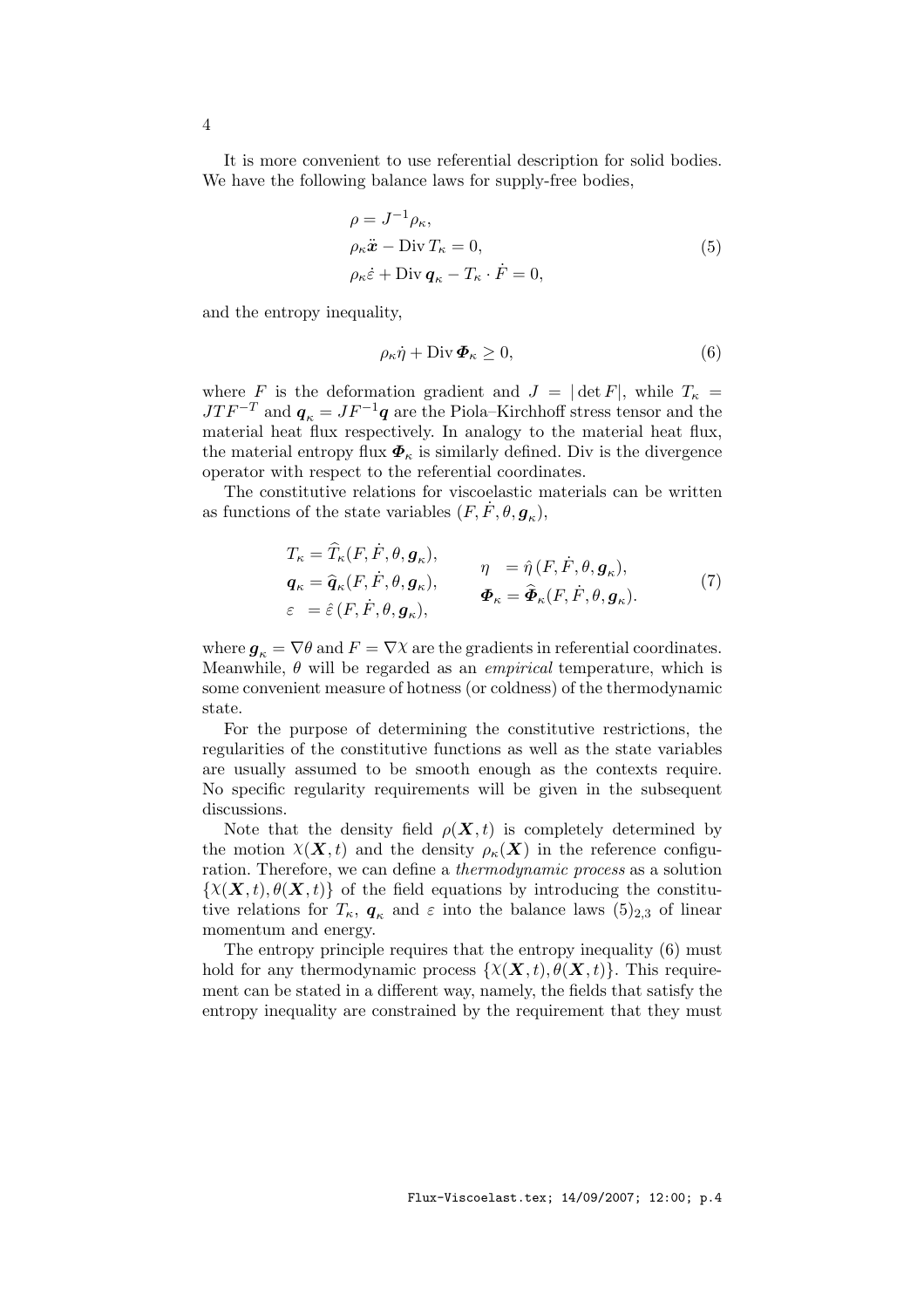It is more convenient to use referential description for solid bodies. We have the following balance laws for supply-free bodies,

$$
\begin{aligned}
&\rho = J^{-1}\rho_\kappa, \\
&\rho_\kappa \ddot{\boldsymbol{x}} - \operatorname{Div} T_\kappa = 0, \\
&\rho_\kappa \dot{\varepsilon} + \operatorname{Div} \boldsymbol{q}_\kappa - T_\kappa \cdot \dot{F} = 0,
\end{aligned} \tag{5}
$$

and the entropy inequality,

$$
\rho_\kappa \dot{\eta} + \operatorname{Div} \boldsymbol{\Phi}_\kappa \geq 0, \tag{6}
$$

where $F$ is the deformation gradient and $J = |\det F|$, while $T_\kappa = JTF^{-T}$ and $\boldsymbol{q}_\kappa = JF^{-1}\boldsymbol{q}$ are the Piola–Kirchhoff stress tensor and the material heat flux respectively. In analogy to the material heat flux, the material entropy flux $\boldsymbol{\Phi}_\kappa$ is similarly defined. Div is the divergence operator with respect to the referential coordinates.

The constitutive relations for viscoelastic materials can be written as functions of the state variables $(F, \dot{F}, \theta, \boldsymbol{g}_\kappa)$,

$$
\begin{aligned}
T_\kappa &= \widehat{T}_\kappa(F, \dot{F}, \theta, \boldsymbol{g}_\kappa), & \eta &= \hat{\eta}\,(F, \dot{F}, \theta, \boldsymbol{g}_\kappa), \\
\boldsymbol{q}_\kappa &= \widehat{\boldsymbol{q}}_\kappa(F, \dot{F}, \theta, \boldsymbol{g}_\kappa), & \boldsymbol{\Phi}_\kappa &= \widehat{\boldsymbol{\Phi}}_\kappa(F, \dot{F}, \theta, \boldsymbol{g}_\kappa). \\
\varepsilon &= \hat{\varepsilon}\,(F, \dot{F}, \theta, \boldsymbol{g}_\kappa), & &
\end{aligned} \tag{7}
$$

where $\boldsymbol{g}_\kappa = \nabla\theta$ and $F = \nabla\chi$ are the gradients in referential coordinates. Meanwhile, $\theta$ will be regarded as an *empirical* temperature, which is some convenient measure of hotness (or coldness) of the thermodynamic state.

For the purpose of determining the constitutive restrictions, the regularities of the constitutive functions as well as the state variables are usually assumed to be smooth enough as the contexts require. No specific regularity requirements will be given in the subsequent discussions.

Note that the density field $\rho(\boldsymbol{X}, t)$ is completely determined by the motion $\chi(\boldsymbol{X}, t)$ and the density $\rho_\kappa(\boldsymbol{X})$ in the reference configuration. Therefore, we can define a *thermodynamic process* as a solution $\{\chi(\boldsymbol{X}, t), \theta(\boldsymbol{X}, t)\}$ of the field equations by introducing the constitutive relations for $T_\kappa$, $\boldsymbol{q}_\kappa$ and $\varepsilon$ into the balance laws $(5)_{2,3}$ of linear momentum and energy.

The entropy principle requires that the entropy inequality (6) must hold for any thermodynamic process $\{\chi(\boldsymbol{X}, t), \theta(\boldsymbol{X}, t)\}$. This requirement can be stated in a different way, namely, the fields that satisfy the entropy inequality are constrained by the requirement that they must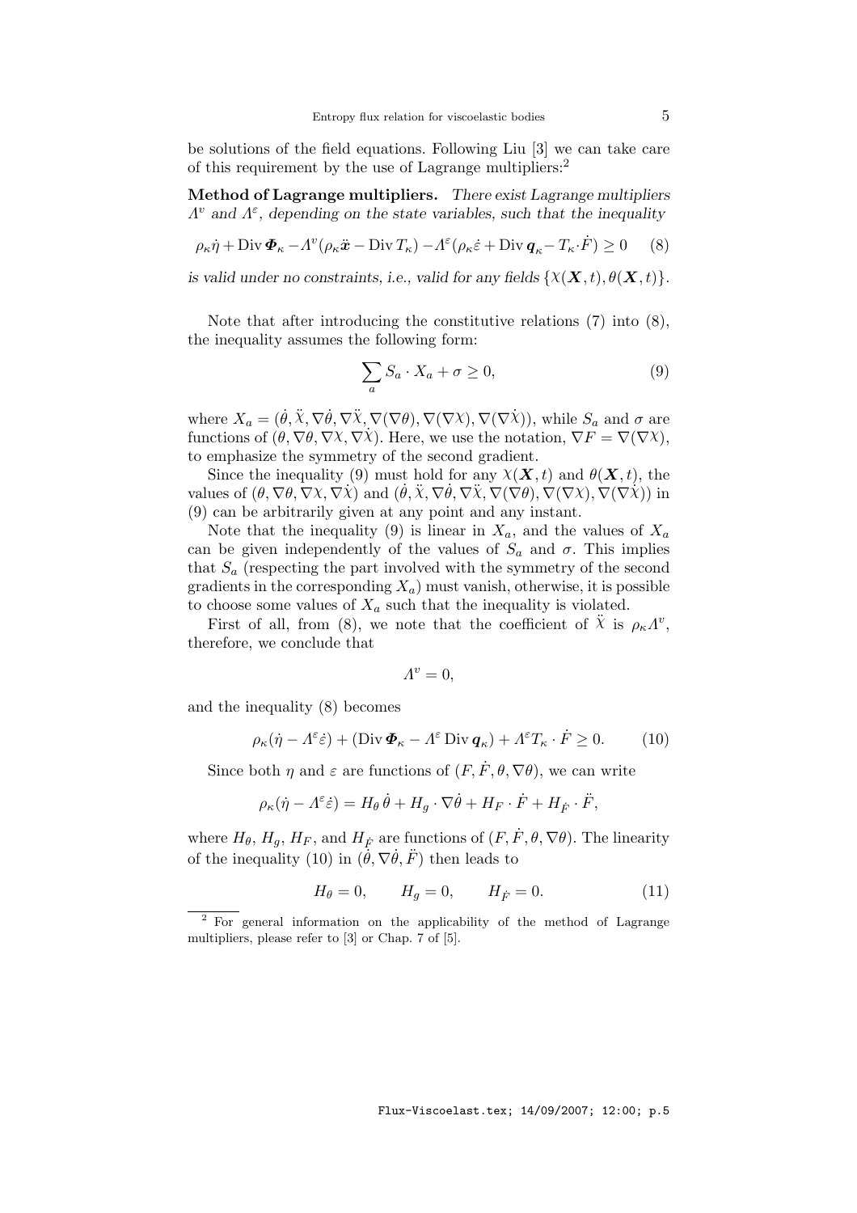be solutions of the field equations. Following Liu [3] we can take care of this requirement by the use of Lagrange multipliers:[2]

**Method of Lagrange multipliers.** *There exist Lagrange multipliers $\Lambda^v$ and $\Lambda^\varepsilon$, depending on the state variables, such that the inequality*

$$\rho_\kappa \dot{\eta} + \operatorname{Div} \boldsymbol{\Phi}_\kappa - \Lambda^v(\rho_\kappa \ddot{\boldsymbol{x}} - \operatorname{Div} T_\kappa) - \Lambda^\varepsilon(\rho_\kappa \dot{\varepsilon} + \operatorname{Div} \boldsymbol{q}_\kappa - T_\kappa \cdot \dot{F}) \geq 0 \qquad (8)$$

*is valid under no constraints, i.e., valid for any fields $\{\chi(\boldsymbol{X},t), \theta(\boldsymbol{X},t)\}$.*

Note that after introducing the constitutive relations (7) into (8), the inequality assumes the following form:

$$\sum_a S_a \cdot X_a + \sigma \geq 0, \qquad (9)$$

where $X_a = (\dot{\theta}, \ddot{\chi}, \nabla\dot{\theta}, \nabla\ddot{\chi}, \nabla(\nabla\theta), \nabla(\nabla\chi), \nabla(\nabla\dot{\chi}))$, while $S_a$ and $\sigma$ are functions of $(\theta, \nabla\theta, \nabla\chi, \nabla\dot{\chi})$. Here, we use the notation, $\nabla F = \nabla(\nabla\chi)$, to emphasize the symmetry of the second gradient.

Since the inequality (9) must hold for any $\chi(\boldsymbol{X},t)$ and $\theta(\boldsymbol{X},t)$, the values of $(\theta, \nabla\theta, \nabla\chi, \nabla\dot{\chi})$ and $(\dot{\theta}, \ddot{\chi}, \nabla\dot{\theta}, \nabla\ddot{\chi}, \nabla(\nabla\theta), \nabla(\nabla\chi), \nabla(\nabla\dot{\chi}))$ in (9) can be arbitrarily given at any point and any instant.

Note that the inequality (9) is linear in $X_a$, and the values of $X_a$ can be given independently of the values of $S_a$ and $\sigma$. This implies that $S_a$ (respecting the part involved with the symmetry of the second gradients in the corresponding $X_a$) must vanish, otherwise, it is possible to choose some values of $X_a$ such that the inequality is violated.

First of all, from (8), we note that the coefficient of $\ddot{\chi}$ is $\rho_\kappa \Lambda^v$, therefore, we conclude that

$$\Lambda^v = 0,$$

and the inequality (8) becomes

$$\rho_\kappa(\dot{\eta} - \Lambda^\varepsilon \dot{\varepsilon}) + (\operatorname{Div} \boldsymbol{\Phi}_\kappa - \Lambda^\varepsilon \operatorname{Div} \boldsymbol{q}_\kappa) + \Lambda^\varepsilon T_\kappa \cdot \dot{F} \geq 0. \qquad (10)$$

Since both $\eta$ and $\varepsilon$ are functions of $(F, \dot{F}, \theta, \nabla\theta)$, we can write

$$\rho_\kappa(\dot{\eta} - \Lambda^\varepsilon \dot{\varepsilon}) = H_\theta\, \dot{\theta} + H_g \cdot \nabla\dot{\theta} + H_F \cdot \dot{F} + H_{\dot{F}} \cdot \ddot{F},$$

where $H_\theta$, $H_g$, $H_F$, and $H_{\dot{F}}$ are functions of $(F, \dot{F}, \theta, \nabla\theta)$. The linearity of the inequality (10) in $(\dot{\theta}, \nabla\dot{\theta}, \ddot{F})$ then leads to

$$H_\theta = 0, \qquad H_g = 0, \qquad H_{\dot{F}} = 0. \qquad (11)$$

---

[2] For general information on the applicability of the method of Lagrange multipliers, please refer to [3] or Chap. 7 of [5].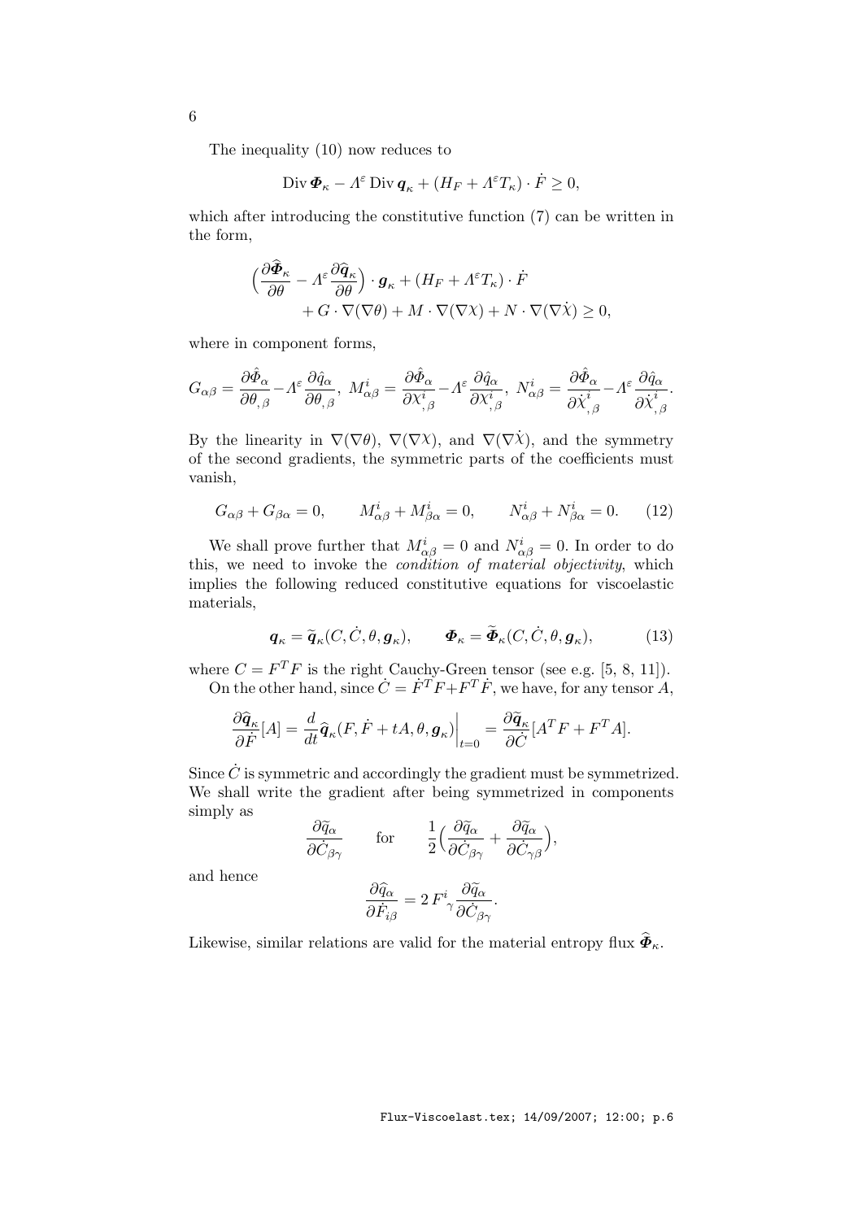The inequality (10) now reduces to

$$\operatorname{Div} \boldsymbol{\Phi}_\kappa - \Lambda^\varepsilon \operatorname{Div} \boldsymbol{q}_\kappa + (H_F + \Lambda^\varepsilon T_\kappa) \cdot \dot{F} \geq 0,$$

which after introducing the constitutive function (7) can be written in the form,

$$\Big( \frac{\partial \widehat{\boldsymbol{\Phi}}_\kappa}{\partial \theta} - \Lambda^\varepsilon \frac{\partial \widehat{\boldsymbol{q}}_\kappa}{\partial \theta} \Big) \cdot \boldsymbol{g}_\kappa + (H_F + \Lambda^\varepsilon T_\kappa) \cdot \dot{F} + G \cdot \nabla(\nabla \theta) + M \cdot \nabla(\nabla \chi) + N \cdot \nabla(\nabla \dot{\chi}) \geq 0,$$

where in component forms,

$$G_{\alpha\beta} = \frac{\partial \hat{\Phi}_\alpha}{\partial \theta_{,\beta}} - \Lambda^\varepsilon \frac{\partial \hat{q}_\alpha}{\partial \theta_{,\beta}}, \;\; M^i_{\alpha\beta} = \frac{\partial \hat{\Phi}_\alpha}{\partial \chi^i_{,\beta}} - \Lambda^\varepsilon \frac{\partial \hat{q}_\alpha}{\partial \chi^i_{,\beta}}, \;\; N^i_{\alpha\beta} = \frac{\partial \hat{\Phi}_\alpha}{\partial \dot{\chi}^i_{,\beta}} - \Lambda^\varepsilon \frac{\partial \hat{q}_\alpha}{\partial \dot{\chi}^i_{,\beta}}.$$

By the linearity in $\nabla(\nabla\theta)$, $\nabla(\nabla\chi)$, and $\nabla(\nabla\dot{\chi})$, and the symmetry of the second gradients, the symmetric parts of the coefficients must vanish,

$$G_{\alpha\beta} + G_{\beta\alpha} = 0, \qquad M^i_{\alpha\beta} + M^i_{\beta\alpha} = 0, \qquad N^i_{\alpha\beta} + N^i_{\beta\alpha} = 0. \tag{12}$$

We shall prove further that $M^i_{\alpha\beta} = 0$ and $N^i_{\alpha\beta} = 0$. In order to do this, we need to invoke the *condition of material objectivity*, which implies the following reduced constitutive equations for viscoelastic materials,

$$\boldsymbol{q}_\kappa = \widetilde{\boldsymbol{q}}_\kappa(C, \dot{C}, \theta, \boldsymbol{g}_\kappa), \qquad \boldsymbol{\Phi}_\kappa = \widetilde{\boldsymbol{\Phi}}_\kappa(C, \dot{C}, \theta, \boldsymbol{g}_\kappa), \tag{13}$$

where $C = F^T F$ is the right Cauchy-Green tensor (see e.g. [5, 8, 11]).

On the other hand, since $\dot{C} = \dot{F}^T F + F^T \dot{F}$, we have, for any tensor $A$,

$$\frac{\partial \widehat{\boldsymbol{q}}_\kappa}{\partial \dot{F}}[A] = \frac{d}{dt} \widehat{\boldsymbol{q}}_\kappa(F, \dot{F} + tA, \theta, \boldsymbol{g}_\kappa)\Big|_{t=0} = \frac{\partial \widetilde{\boldsymbol{q}}_\kappa}{\partial \dot{C}}[A^T F + F^T A].$$

Since $\dot{C}$ is symmetric and accordingly the gradient must be symmetrized. We shall write the gradient after being symmetrized in components simply as

$$\frac{\partial \widetilde{q}_\alpha}{\partial \dot{C}_{\beta\gamma}} \qquad \text{for} \qquad \frac{1}{2}\Big( \frac{\partial \widetilde{q}_\alpha}{\partial \dot{C}_{\beta\gamma}} + \frac{\partial \widetilde{q}_\alpha}{\partial \dot{C}_{\gamma\beta}} \Big),$$

and hence

$$\frac{\partial \widehat{q}_\alpha}{\partial \dot{F}_{i\beta}} = 2\, F^i{}_\gamma \frac{\partial \widetilde{q}_\alpha}{\partial \dot{C}_{\beta\gamma}}.$$

Likewise, similar relations are valid for the material entropy flux $\widehat{\boldsymbol{\Phi}}_\kappa$.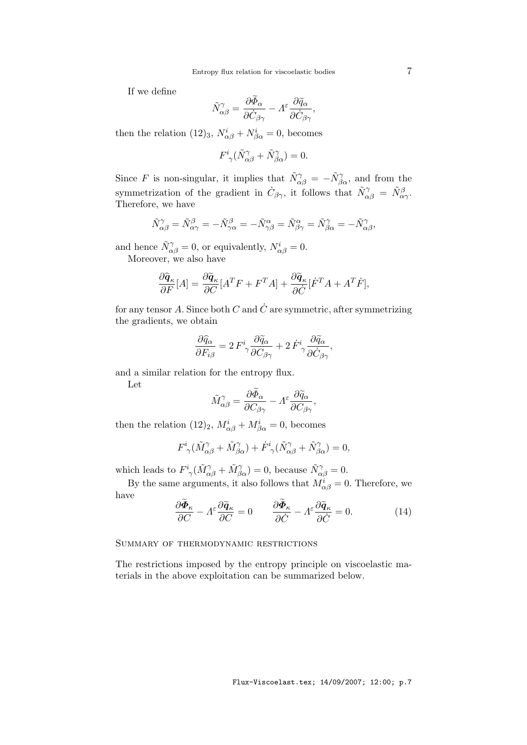If we define

$$\tilde{N}^{\gamma}_{\alpha\beta} = \frac{\partial \widetilde{\Phi}_\alpha}{\partial \dot{C}_{\beta\gamma}} - \Lambda^{\varepsilon} \frac{\partial \widetilde{q}_\alpha}{\partial \dot{C}_{\beta\gamma}},$$

then the relation $(12)_3$, $N^i_{\alpha\beta} + N^i_{\beta\alpha} = 0$, becomes

$$F^i{}_\gamma (\tilde{N}^{\gamma}_{\alpha\beta} + \tilde{N}^{\gamma}_{\beta\alpha}) = 0.$$

Since $F$ is non-singular, it implies that $\tilde{N}^{\gamma}_{\alpha\beta} = -\tilde{N}^{\gamma}_{\beta\alpha}$, and from the symmetrization of the gradient in $\dot{C}_{\beta\gamma}$, it follows that $\tilde{N}^{\gamma}_{\alpha\beta} = \tilde{N}^{\beta}_{\alpha\gamma}$. Therefore, we have

$$\tilde{N}^{\gamma}_{\alpha\beta} = \tilde{N}^{\beta}_{\alpha\gamma} = -\tilde{N}^{\beta}_{\gamma\alpha} = -\tilde{N}^{\alpha}_{\gamma\beta} = \tilde{N}^{\alpha}_{\beta\gamma} = \tilde{N}^{\gamma}_{\beta\alpha} = -\tilde{N}^{\gamma}_{\alpha\beta},$$

and hence $\tilde{N}^{\gamma}_{\alpha\beta} = 0$, or equivalently, $N^i_{\alpha\beta} = 0$.

Moreover, we also have

$$\frac{\partial \widehat{\boldsymbol{q}}_\kappa}{\partial F}[A] = \frac{\partial \widetilde{\boldsymbol{q}}_\kappa}{\partial C}[A^T F + F^T A] + \frac{\partial \widetilde{\boldsymbol{q}}_\kappa}{\partial \dot{C}}[\dot{F}^T A + A^T \dot{F}],$$

for any tensor $A$. Since both $C$ and $\dot{C}$ are symmetric, after symmetrizing the gradients, we obtain

$$\frac{\partial \widehat{q}_\alpha}{\partial F_{i\beta}} = 2\, F^i{}_\gamma \frac{\partial \widetilde{q}_\alpha}{\partial C_{\beta\gamma}} + 2\, \dot{F}^i{}_\gamma \frac{\partial \widetilde{q}_\alpha}{\partial \dot{C}_{\beta\gamma}},$$

and a similar relation for the entropy flux.

Let

$$\tilde{M}^{\gamma}_{\alpha\beta} = \frac{\partial \widetilde{\Phi}_\alpha}{\partial C_{\beta\gamma}} - \Lambda^{\varepsilon} \frac{\partial \widetilde{q}_\alpha}{\partial C_{\beta\gamma}},$$

then the relation $(12)_2$, $M^i_{\alpha\beta} + M^i_{\beta\alpha} = 0$, becomes

$$F^i{}_\gamma (\tilde{M}^{\gamma}_{\alpha\beta} + \tilde{M}^{\gamma}_{\beta\alpha}) + \dot{F}^i{}_\gamma (\tilde{N}^{\gamma}_{\alpha\beta} + \tilde{N}^{\gamma}_{\beta\alpha}) = 0,$$

which leads to $F^i{}_\gamma (\tilde{M}^{\gamma}_{\alpha\beta} + \tilde{M}^{\gamma}_{\beta\alpha}) = 0$, because $\tilde{N}^{\gamma}_{\alpha\beta} = 0$.

By the same arguments, it also follows that $M^i_{\alpha\beta} = 0$. Therefore, we have

$$\frac{\partial \widetilde{\boldsymbol{\Phi}}_\kappa}{\partial C} - \Lambda^{\varepsilon} \frac{\partial \widetilde{\boldsymbol{q}}_\kappa}{\partial C} = 0 \qquad \frac{\partial \widetilde{\boldsymbol{\Phi}}_\kappa}{\partial \dot{C}} - \Lambda^{\varepsilon} \frac{\partial \widetilde{\boldsymbol{q}}_\kappa}{\partial \dot{C}} = 0. \tag{14}$$

### Summary of thermodynamic restrictions

The restrictions imposed by the entropy principle on viscoelastic materials in the above exploitation can be summarized below.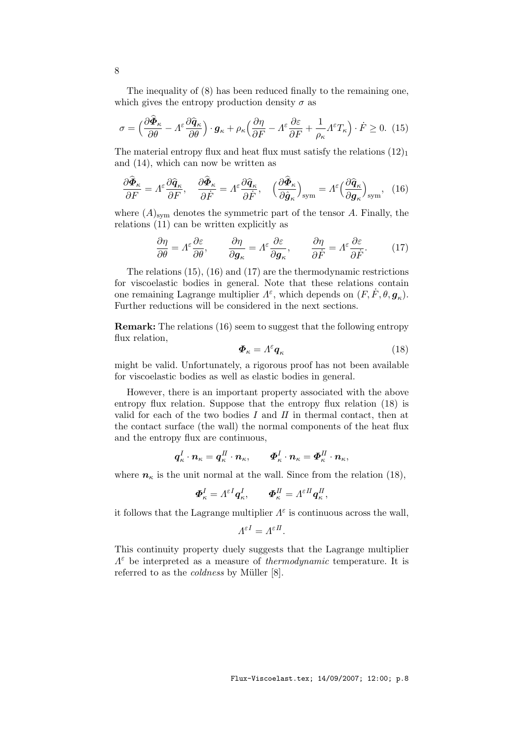The inequality of (8) has been reduced finally to the remaining one, which gives the entropy production density $\sigma$ as

$$\sigma = \Big(\frac{\partial \widehat{\boldsymbol{\Phi}}_\kappa}{\partial \theta} - \Lambda^\varepsilon \frac{\partial \widehat{\boldsymbol{q}}_\kappa}{\partial \theta}\Big)\cdot \boldsymbol{g}_\kappa + \rho_\kappa \Big(\frac{\partial \eta}{\partial F} - \Lambda^\varepsilon \frac{\partial \varepsilon}{\partial F} + \frac{1}{\rho_\kappa}\Lambda^\varepsilon T_\kappa\Big)\cdot \dot F \geq 0. \quad (15)$$

The material entropy flux and heat flux must satisfy the relations $(12)_1$ and (14), which can now be written as

$$\frac{\partial \widehat{\boldsymbol{\Phi}}_\kappa}{\partial F} = \Lambda^\varepsilon \frac{\partial \widehat{\boldsymbol{q}}_\kappa}{\partial F}, \quad \frac{\partial \widehat{\boldsymbol{\Phi}}_\kappa}{\partial \dot F} = \Lambda^\varepsilon \frac{\partial \widehat{\boldsymbol{q}}_\kappa}{\partial \dot F}, \quad \Big(\frac{\partial \widehat{\boldsymbol{\Phi}}_\kappa}{\partial \hat{\boldsymbol{g}}_\kappa}\Big)_{\rm sym} = \Lambda^\varepsilon \Big(\frac{\partial \widehat{\boldsymbol{q}}_\kappa}{\partial \boldsymbol{g}_\kappa}\Big)_{\rm sym}, \quad (16)$$

where $(A)_{\rm sym}$ denotes the symmetric part of the tensor $A$. Finally, the relations (11) can be written explicitly as

$$\frac{\partial \eta}{\partial \theta} = \Lambda^\varepsilon \frac{\partial \varepsilon}{\partial \theta}, \qquad \frac{\partial \eta}{\partial \boldsymbol{g}_\kappa} = \Lambda^\varepsilon \frac{\partial \varepsilon}{\partial \boldsymbol{g}_\kappa}, \qquad \frac{\partial \eta}{\partial \dot F} = \Lambda^\varepsilon \frac{\partial \varepsilon}{\partial \dot F}. \qquad (17)$$

The relations (15), (16) and (17) are the thermodynamic restrictions for viscoelastic bodies in general. Note that these relations contain one remaining Lagrange multiplier $\Lambda^\varepsilon$, which depends on $(F, \dot F, \theta, \boldsymbol{g}_\kappa)$. Further reductions will be considered in the next sections.

**Remark:** The relations (16) seem to suggest that the following entropy flux relation,

$$\boldsymbol{\Phi}_\kappa = \Lambda^\varepsilon \boldsymbol{q}_\kappa \qquad (18)$$

might be valid. Unfortunately, a rigorous proof has not been available for viscoelastic bodies as well as elastic bodies in general.

However, there is an important property associated with the above entropy flux relation. Suppose that the entropy flux relation (18) is valid for each of the two bodies $I$ and $II$ in thermal contact, then at the contact surface (the wall) the normal components of the heat flux and the entropy flux are continuous,

$$\boldsymbol{q}^I_\kappa \cdot \boldsymbol{n}_\kappa = \boldsymbol{q}^{II}_\kappa \cdot \boldsymbol{n}_\kappa, \qquad \boldsymbol{\Phi}^I_\kappa \cdot \boldsymbol{n}_\kappa = \boldsymbol{\Phi}^{II}_\kappa \cdot \boldsymbol{n}_\kappa,$$

where $\boldsymbol{n}_\kappa$ is the unit normal at the wall. Since from the relation (18),

$$\boldsymbol{\Phi}^I_\kappa = \Lambda^{\varepsilon I} \boldsymbol{q}^I_\kappa, \qquad \boldsymbol{\Phi}^{II}_\kappa = \Lambda^{\varepsilon II} \boldsymbol{q}^{II}_\kappa,$$

it follows that the Lagrange multiplier $\Lambda^\varepsilon$ is continuous across the wall,

$$\Lambda^{\varepsilon I} = \Lambda^{\varepsilon II}.$$

This continuity property duely suggests that the Lagrange multiplier $\Lambda^\varepsilon$ be interpreted as a measure of *thermodynamic* temperature. It is referred to as the *coldness* by Müller [8].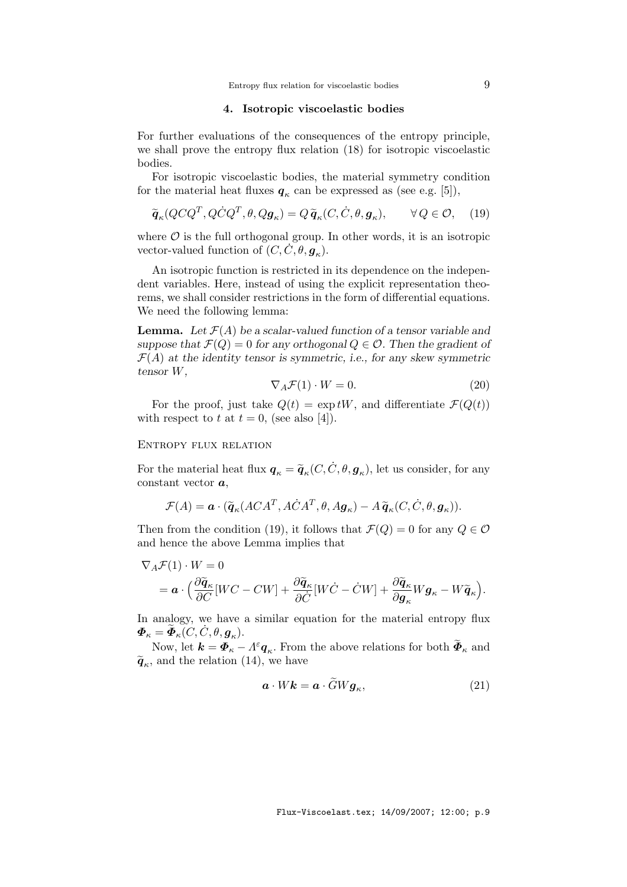## 4. Isotropic viscoelastic bodies

For further evaluations of the consequences of the entropy principle, we shall prove the entropy flux relation (18) for isotropic viscoelastic bodies.

For isotropic viscoelastic bodies, the material symmetry condition for the material heat fluxes $\boldsymbol{q}_\kappa$ can be expressed as (see e.g. [5]),

$$\widetilde{\boldsymbol{q}}_\kappa(QCQ^T, Q\dot{C}Q^T, \theta, Q\boldsymbol{g}_\kappa) = Q\,\widetilde{\boldsymbol{q}}_\kappa(C, \dot{C}, \theta, \boldsymbol{g}_\kappa), \qquad \forall\, Q \in \mathcal{O}, \quad (19)$$

where $\mathcal{O}$ is the full orthogonal group. In other words, it is an isotropic vector-valued function of $(C, \dot{C}, \theta, \boldsymbol{g}_\kappa)$.

An isotropic function is restricted in its dependence on the independent variables. Here, instead of using the explicit representation theorems, we shall consider restrictions in the form of differential equations. We need the following lemma:

**Lemma.** *Let $\mathcal{F}(A)$ be a scalar-valued function of a tensor variable and suppose that $\mathcal{F}(Q) = 0$ for any orthogonal $Q \in \mathcal{O}$. Then the gradient of $\mathcal{F}(A)$ at the identity tensor is symmetric, i.e., for any skew symmetric tensor $W$,*

$$\nabla_A \mathcal{F}(1) \cdot W = 0. \quad (20)$$

For the proof, just take $Q(t) = \exp tW$, and differentiate $\mathcal{F}(Q(t))$ with respect to $t$ at $t = 0$, (see also [4]).

### Entropy flux relation

For the material heat flux $\boldsymbol{q}_\kappa = \widetilde{\boldsymbol{q}}_\kappa(C, \dot{C}, \theta, \boldsymbol{g}_\kappa)$, let us consider, for any constant vector $\boldsymbol{a}$,

$$\mathcal{F}(A) = \boldsymbol{a} \cdot (\widetilde{\boldsymbol{q}}_\kappa(ACA^T, A\dot{C}A^T, \theta, A\boldsymbol{g}_\kappa) - A\,\widetilde{\boldsymbol{q}}_\kappa(C, \dot{C}, \theta, \boldsymbol{g}_\kappa)).$$

Then from the condition (19), it follows that $\mathcal{F}(Q) = 0$ for any $Q \in \mathcal{O}$ and hence the above Lemma implies that

$$\begin{aligned}
\nabla_A \mathcal{F}(1) \cdot W &= 0 \\
&= \boldsymbol{a} \cdot \Big( \frac{\partial \widetilde{\boldsymbol{q}}_\kappa}{\partial C}[WC - CW] + \frac{\partial \widetilde{\boldsymbol{q}}_\kappa}{\partial \dot{C}}[W\dot{C} - \dot{C}W] + \frac{\partial \widetilde{\boldsymbol{q}}_\kappa}{\partial \boldsymbol{g}_\kappa} W\boldsymbol{g}_\kappa - W\widetilde{\boldsymbol{q}}_\kappa \Big).
\end{aligned}$$

In analogy, we have a similar equation for the material entropy flux $\boldsymbol{\Phi}_\kappa = \widetilde{\boldsymbol{\Phi}}_\kappa(C, \dot{C}, \theta, \boldsymbol{g}_\kappa)$.

Now, let $\boldsymbol{k} = \boldsymbol{\Phi}_\kappa - \Lambda^\varepsilon \boldsymbol{q}_\kappa$. From the above relations for both $\widetilde{\boldsymbol{\Phi}}_\kappa$ and $\widetilde{\boldsymbol{q}}_\kappa$, and the relation (14), we have

$$\boldsymbol{a} \cdot W\boldsymbol{k} = \boldsymbol{a} \cdot \widetilde{G} W \boldsymbol{g}_\kappa, \quad (21)$$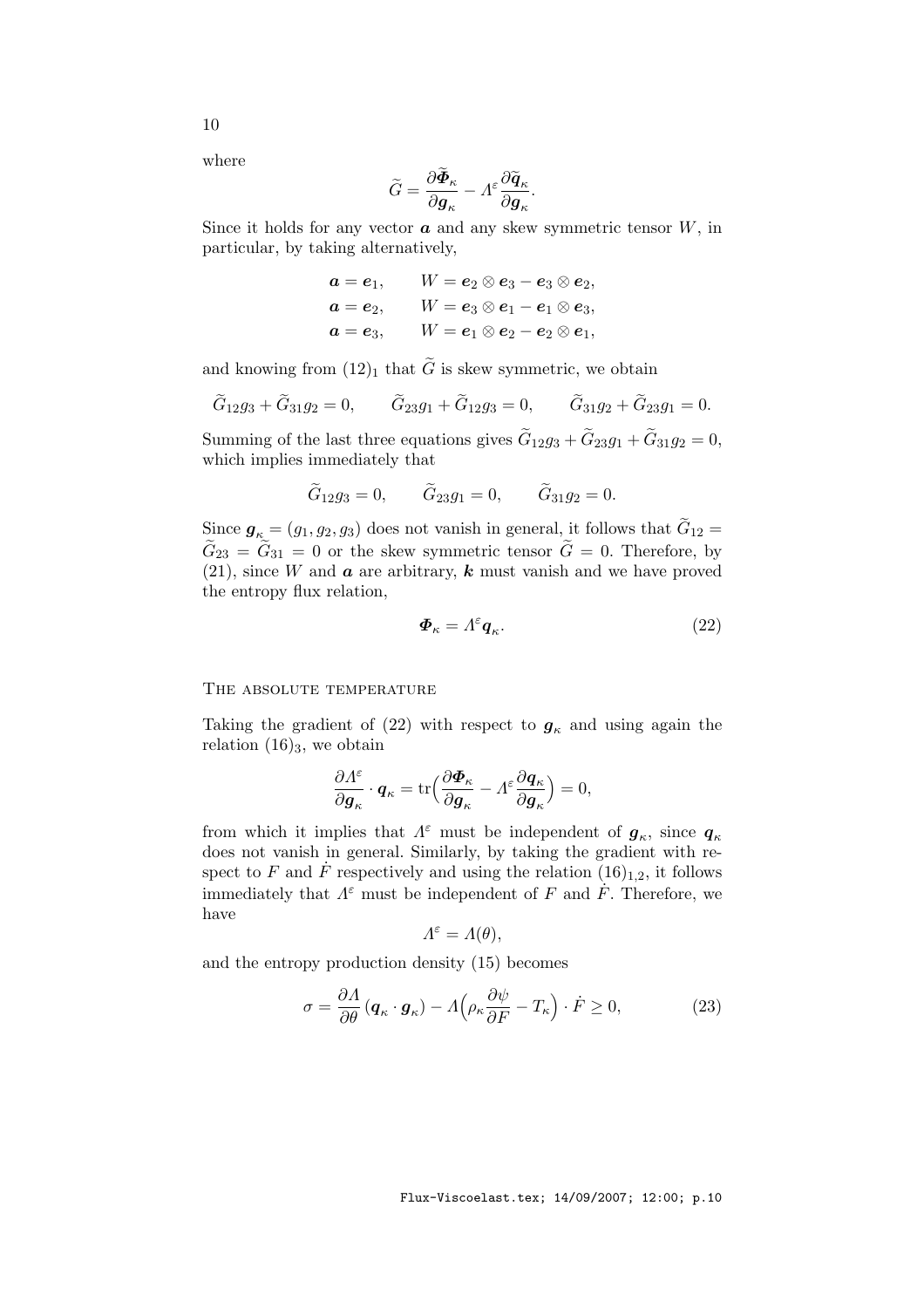where

$$\widetilde{G} = \frac{\partial \widetilde{\boldsymbol{\Phi}}_\kappa}{\partial \boldsymbol{g}_\kappa} - \Lambda^\varepsilon \frac{\partial \widetilde{\boldsymbol{q}}_\kappa}{\partial \boldsymbol{g}_\kappa}.$$

Since it holds for any vector $\boldsymbol{a}$ and any skew symmetric tensor $W$, in particular, by taking alternatively,

$$\begin{aligned}
\boldsymbol{a} &= \boldsymbol{e}_1, \qquad W = \boldsymbol{e}_2 \otimes \boldsymbol{e}_3 - \boldsymbol{e}_3 \otimes \boldsymbol{e}_2,\\
\boldsymbol{a} &= \boldsymbol{e}_2, \qquad W = \boldsymbol{e}_3 \otimes \boldsymbol{e}_1 - \boldsymbol{e}_1 \otimes \boldsymbol{e}_3,\\
\boldsymbol{a} &= \boldsymbol{e}_3, \qquad W = \boldsymbol{e}_1 \otimes \boldsymbol{e}_2 - \boldsymbol{e}_2 \otimes \boldsymbol{e}_1,
\end{aligned}$$

and knowing from $(12)_1$ that $\widetilde{G}$ is skew symmetric, we obtain

$$\widetilde{G}_{12} g_3 + \widetilde{G}_{31} g_2 = 0, \qquad \widetilde{G}_{23} g_1 + \widetilde{G}_{12} g_3 = 0, \qquad \widetilde{G}_{31} g_2 + \widetilde{G}_{23} g_1 = 0.$$

Summing of the last three equations gives $\widetilde{G}_{12} g_3 + \widetilde{G}_{23} g_1 + \widetilde{G}_{31} g_2 = 0$, which implies immediately that

$$\widetilde{G}_{12} g_3 = 0, \qquad \widetilde{G}_{23} g_1 = 0, \qquad \widetilde{G}_{31} g_2 = 0.$$

Since $\boldsymbol{g}_\kappa = (g_1, g_2, g_3)$ does not vanish in general, it follows that $\widetilde{G}_{12} = \widetilde{G}_{23} = \widetilde{G}_{31} = 0$ or the skew symmetric tensor $\widetilde{G} = 0$. Therefore, by (21), since $W$ and $\boldsymbol{a}$ are arbitrary, $\boldsymbol{k}$ must vanish and we have proved the entropy flux relation,

$$\boldsymbol{\Phi}_\kappa = \Lambda^\varepsilon \boldsymbol{q}_\kappa. \tag{22}$$

### The absolute temperature

Taking the gradient of (22) with respect to $\boldsymbol{g}_\kappa$ and using again the relation $(16)_3$, we obtain

$$\frac{\partial \Lambda^\varepsilon}{\partial \boldsymbol{g}_\kappa} \cdot \boldsymbol{q}_\kappa = \operatorname{tr}\Big(\frac{\partial \boldsymbol{\Phi}_\kappa}{\partial \boldsymbol{g}_\kappa} - \Lambda^\varepsilon \frac{\partial \boldsymbol{q}_\kappa}{\partial \boldsymbol{g}_\kappa}\Big) = 0,$$

from which it implies that $\Lambda^\varepsilon$ must be independent of $\boldsymbol{g}_\kappa$, since $\boldsymbol{q}_\kappa$ does not vanish in general. Similarly, by taking the gradient with respect to $F$ and $\dot{F}$ respectively and using the relation $(16)_{1,2}$, it follows immediately that $\Lambda^\varepsilon$ must be independent of $F$ and $\dot{F}$. Therefore, we have

$$\Lambda^\varepsilon = \Lambda(\theta),$$

and the entropy production density (15) becomes

$$\sigma = \frac{\partial \Lambda}{\partial \theta} (\boldsymbol{q}_\kappa \cdot \boldsymbol{g}_\kappa) - \Lambda\Big(\rho_\kappa \frac{\partial \psi}{\partial F} - T_\kappa\Big) \cdot \dot{F} \geq 0, \tag{23}$$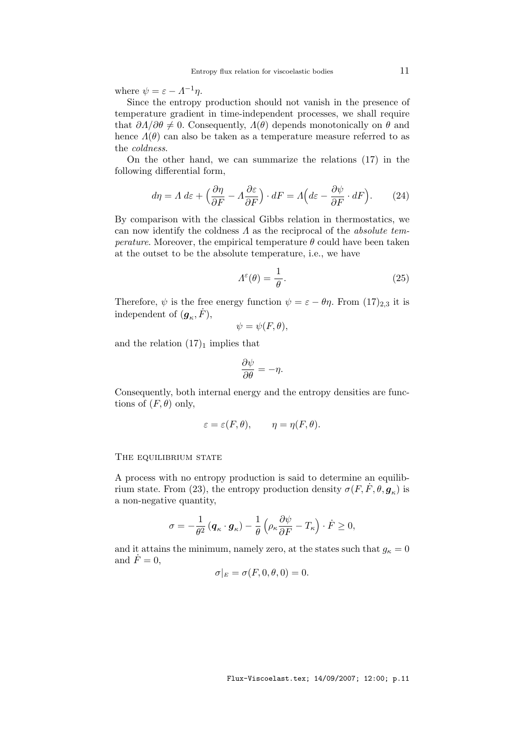where $\psi = \varepsilon - \Lambda^{-1}\eta$.

Since the entropy production should not vanish in the presence of temperature gradient in time-independent processes, we shall require that $\partial\Lambda/\partial\theta \neq 0$. Consequently, $\Lambda(\theta)$ depends monotonically on $\theta$ and hence $\Lambda(\theta)$ can also be taken as a temperature measure referred to as the *coldness*.

On the other hand, we can summarize the relations (17) in the following differential form,

$$d\eta = \Lambda\, d\varepsilon + \Big(\frac{\partial\eta}{\partial F} - \Lambda\frac{\partial\varepsilon}{\partial F}\Big)\cdot dF = \Lambda\Big(d\varepsilon - \frac{\partial\psi}{\partial F}\cdot dF\Big). \tag{24}$$

By comparison with the classical Gibbs relation in thermostatics, we can now identify the coldness $\Lambda$ as the reciprocal of the *absolute temperature*. Moreover, the empirical temperature $\theta$ could have been taken at the outset to be the absolute temperature, i.e., we have

$$\Lambda^{\varepsilon}(\theta) = \frac{1}{\theta}. \tag{25}$$

Therefore, $\psi$ is the free energy function $\psi = \varepsilon - \theta\eta$. From $(17)_{2,3}$ it is independent of $(\boldsymbol{g}_\kappa, \dot{F})$,

$$\psi = \psi(F,\theta),$$

and the relation $(17)_1$ implies that

$$\frac{\partial\psi}{\partial\theta} = -\eta.$$

Consequently, both internal energy and the entropy densities are functions of $(F,\theta)$ only,

$$\varepsilon = \varepsilon(F,\theta), \qquad \eta = \eta(F,\theta).$$

### The equilibrium state

A process with no entropy production is said to determine an equilibrium state. From (23), the entropy production density $\sigma(F,\dot{F},\theta,\boldsymbol{g}_\kappa)$ is a non-negative quantity,

$$\sigma = -\frac{1}{\theta^2}\,(\boldsymbol{q}_\kappa\cdot\boldsymbol{g}_\kappa) - \frac{1}{\theta}\left(\rho_\kappa\frac{\partial\psi}{\partial F} - T_\kappa\right)\cdot\dot{F} \geq 0,$$

and it attains the minimum, namely zero, at the states such that $g_\kappa = 0$ and $\dot{F} = 0$,

$$\sigma|_E = \sigma(F,0,\theta,0) = 0.$$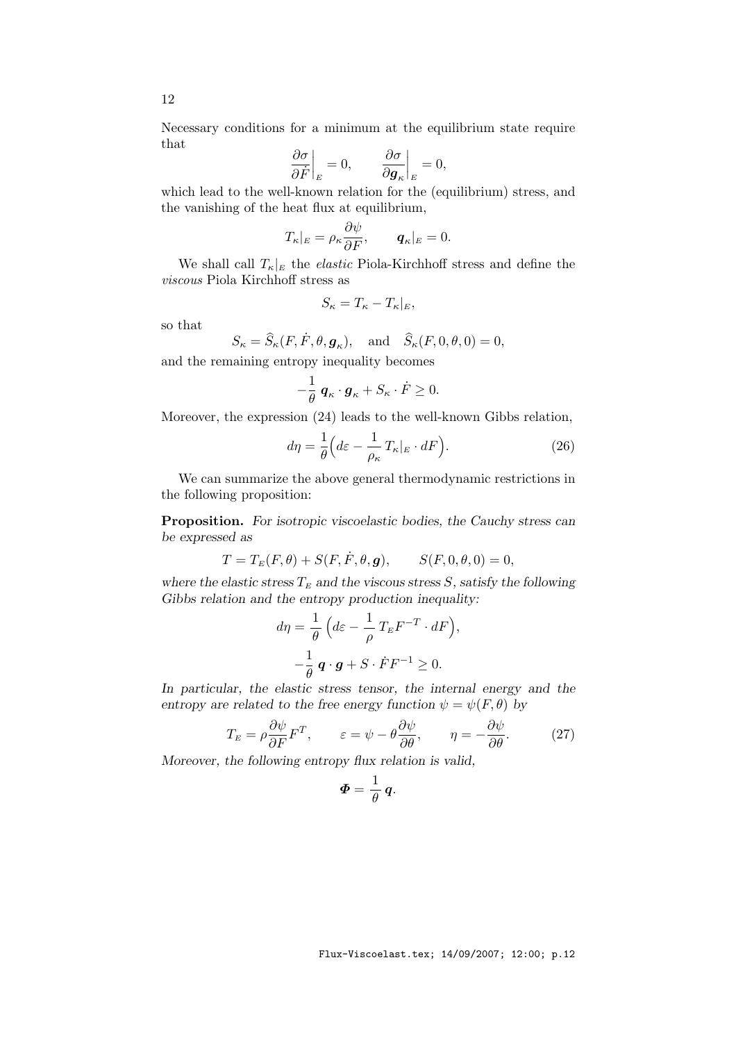Necessary conditions for a minimum at the equilibrium state require that

$$\frac{\partial \sigma}{\partial \dot{F}}\bigg|_{E} = 0, \qquad \frac{\partial \sigma}{\partial \boldsymbol{g}_\kappa}\bigg|_{E} = 0,$$

which lead to the well-known relation for the (equilibrium) stress, and the vanishing of the heat flux at equilibrium,

$$T_\kappa|_E = \rho_\kappa \frac{\partial \psi}{\partial F}, \qquad \boldsymbol{q}_\kappa|_E = 0.$$

We shall call $T_\kappa|_E$ the *elastic* Piola-Kirchhoff stress and define the *viscous* Piola Kirchhoff stress as

$$S_\kappa = T_\kappa - T_\kappa|_E,$$

so that

$$S_\kappa = \widehat{S}_\kappa(F, \dot{F}, \theta, \boldsymbol{g}_\kappa), \quad \text{and} \quad \widehat{S}_\kappa(F, 0, \theta, 0) = 0,$$

and the remaining entropy inequality becomes

$$-\frac{1}{\theta}\, \boldsymbol{q}_\kappa \cdot \boldsymbol{g}_\kappa + S_\kappa \cdot \dot{F} \geq 0.$$

Moreover, the expression (24) leads to the well-known Gibbs relation,

$$d\eta = \frac{1}{\theta}\Big( d\varepsilon - \frac{1}{\rho_\kappa}\, T_\kappa|_E \cdot dF \Big). \tag{26}$$

We can summarize the above general thermodynamic restrictions in the following proposition:

**Proposition.** *For isotropic viscoelastic bodies, the Cauchy stress can be expressed as*

$$T = T_E(F, \theta) + S(F, \dot{F}, \theta, \boldsymbol{g}), \qquad S(F, 0, \theta, 0) = 0,$$

*where the elastic stress $T_E$ and the viscous stress $S$, satisfy the following Gibbs relation and the entropy production inequality:*

$$d\eta = \frac{1}{\theta}\, \Big( d\varepsilon - \frac{1}{\rho}\, T_E F^{-T} \cdot dF \Big),$$

$$-\frac{1}{\theta}\, \boldsymbol{q} \cdot \boldsymbol{g} + S \cdot \dot{F} F^{-1} \geq 0.$$

*In particular, the elastic stress tensor, the internal energy and the entropy are related to the free energy function $\psi = \psi(F, \theta)$ by*

$$T_E = \rho \frac{\partial \psi}{\partial F} F^T, \qquad \varepsilon = \psi - \theta \frac{\partial \psi}{\partial \theta}, \qquad \eta = -\frac{\partial \psi}{\partial \theta}. \tag{27}$$

*Moreover, the following entropy flux relation is valid,*

$$\boldsymbol{\Phi} = \frac{1}{\theta}\, \boldsymbol{q}.$$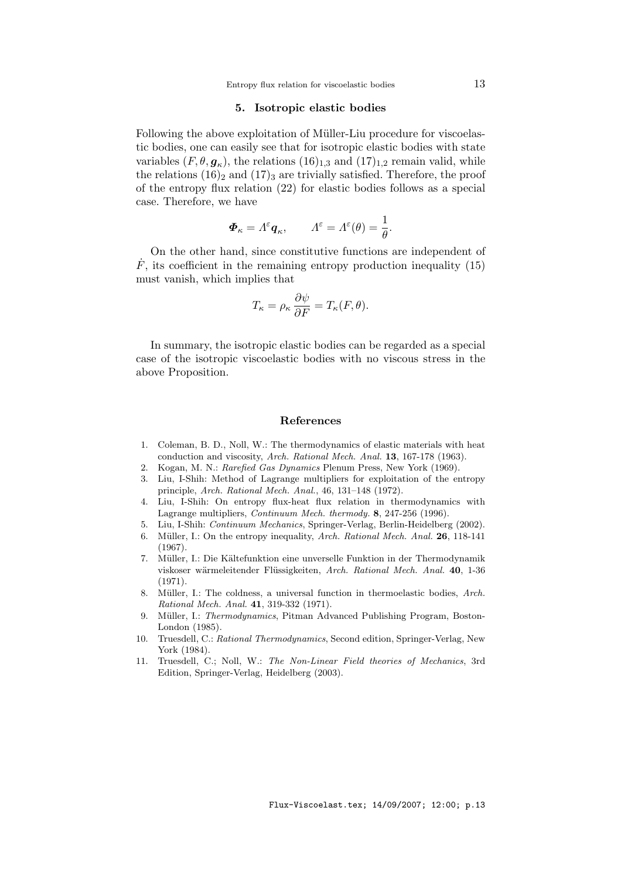## 5. Isotropic elastic bodies

Following the above exploitation of Müller-Liu procedure for viscoelastic bodies, one can easily see that for isotropic elastic bodies with state variables $(F, \theta, \boldsymbol{g}_\kappa)$, the relations $(16)_{1,3}$ and $(17)_{1,2}$ remain valid, while the relations $(16)_2$ and $(17)_3$ are trivially satisfied. Therefore, the proof of the entropy flux relation (22) for elastic bodies follows as a special case. Therefore, we have

$$\boldsymbol{\Phi}_\kappa = \Lambda^\varepsilon \boldsymbol{q}_\kappa, \qquad \Lambda^\varepsilon = \Lambda^\varepsilon(\theta) = \frac{1}{\theta}.$$

On the other hand, since constitutive functions are independent of $\dot{F}$, its coefficient in the remaining entropy production inequality (15) must vanish, which implies that

$$T_\kappa = \rho_\kappa \frac{\partial \psi}{\partial F} = T_\kappa(F, \theta).$$

In summary, the isotropic elastic bodies can be regarded as a special case of the isotropic viscoelastic bodies with no viscous stress in the above Proposition.

## References

1. Coleman, B. D., Noll, W.: The thermodynamics of elastic materials with heat conduction and viscosity, *Arch. Rational Mech. Anal.* **13**, 167-178 (1963).
2. Kogan, M. N.: *Rarefied Gas Dynamics* Plenum Press, New York (1969).
3. Liu, I-Shih: Method of Lagrange multipliers for exploitation of the entropy principle, *Arch. Rational Mech. Anal.*, 46, 131–148 (1972).
4. Liu, I-Shih: On entropy flux-heat flux relation in thermodynamics with Lagrange multipliers, *Continuum Mech. thermody.* **8**, 247-256 (1996).
5. Liu, I-Shih: *Continuum Mechanics*, Springer-Verlag, Berlin-Heidelberg (2002).
6. Müller, I.: On the entropy inequality, *Arch. Rational Mech. Anal.* **26**, 118-141 (1967).
7. Müller, I.: Die Kältefunktion eine unverselle Funktion in der Thermodynamik viskoser wärmeleitender Flüssigkeiten, *Arch. Rational Mech. Anal.* **40**, 1-36 (1971).
8. Müller, I.: The coldness, a universal function in thermoelastic bodies, *Arch. Rational Mech. Anal.* **41**, 319-332 (1971).
9. Müller, I.: *Thermodynamics*, Pitman Advanced Publishing Program, Boston-London (1985).
10. Truesdell, C.: *Rational Thermodynamics*, Second edition, Springer-Verlag, New York (1984).
11. Truesdell, C.; Noll, W.: *The Non-Linear Field theories of Mechanics*, 3rd Edition, Springer-Verlag, Heidelberg (2003).